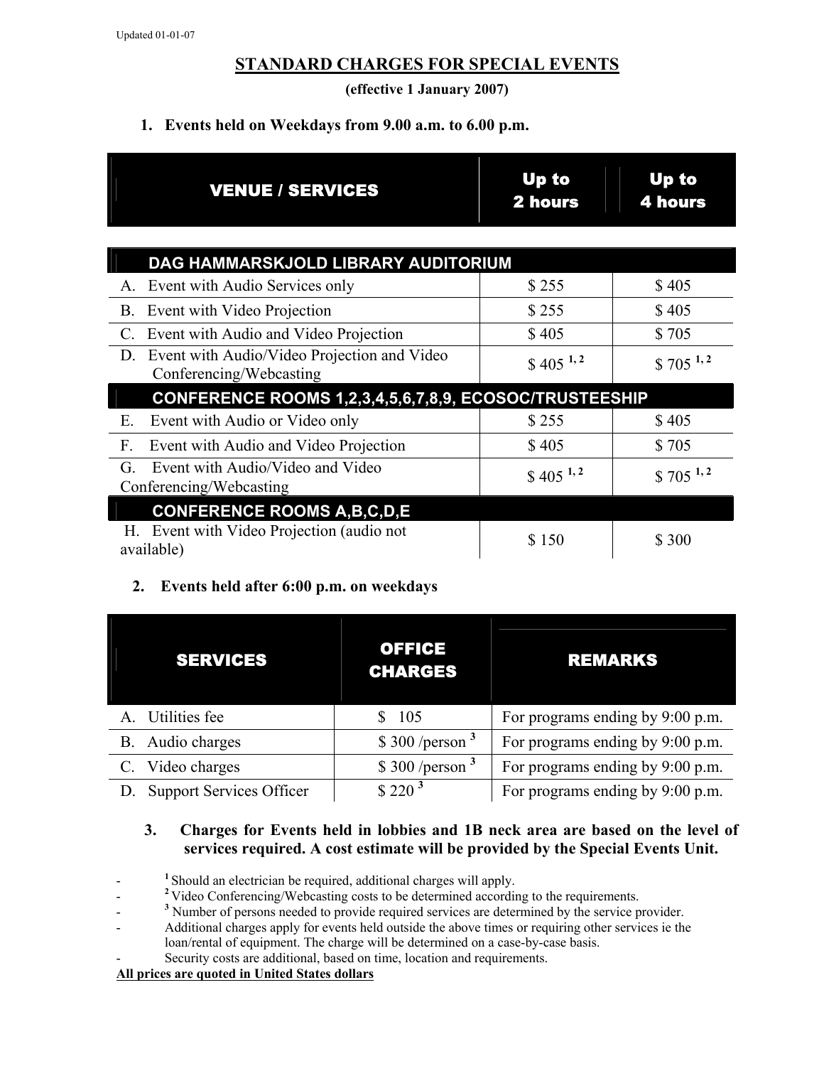Updated 01-01-07

# STANDARD CHARGES FOR SPECIAL EVENTS

**(effective 1 January 2007)**

## 1. Events held on Weekdays from 9.00 a.m. to 6.00 p.m.

| VENUE / SERVICES | Up to 2 hours | Up to 4 hours |
|---|---|---|
| **DAG HAMMARSKJOLD LIBRARY AUDITORIUM** | | |
| A. Event with Audio Services only | $ 255 | $ 405 |
| B. Event with Video Projection | $ 255 | $ 405 |
| C. Event with Audio and Video Projection | $ 405 | $ 705 |
| D. Event with Audio/Video Projection and Video Conferencing/Webcasting | $ 405 [1, 2] | $ 705 [1, 2] |
| **CONFERENCE ROOMS 1,2,3,4,5,6,7,8,9, ECOSOC/TRUSTEESHIP** | | |
| E. Event with Audio or Video only | $ 255 | $ 405 |
| F. Event with Audio and Video Projection | $ 405 | $ 705 |
| G. Event with Audio/Video and Video Conferencing/Webcasting | $ 405 [1, 2] | $ 705 [1, 2] |
| **CONFERENCE ROOMS A,B,C,D,E** | | |
| H. Event with Video Projection (audio not available) | $ 150 | $ 300 |

## 2. Events held after 6:00 p.m. on weekdays

| SERVICES | OFFICE CHARGES | REMARKS |
|---|---|---|
| A. Utilities fee | $ 105 | For programs ending by 9:00 p.m. |
| B. Audio charges | $ 300 /person [3] | For programs ending by 9:00 p.m. |
| C. Video charges | $ 300 /person [3] | For programs ending by 9:00 p.m. |
| D. Support Services Officer | $ 220 [3] | For programs ending by 9:00 p.m. |

## 3. Charges for Events held in lobbies and 1B neck area are based on the level of services required. A cost estimate will be provided by the Special Events Unit.

- [1] Should an electrician be required, additional charges will apply.
- [2] Video Conferencing/Webcasting costs to be determined according to the requirements.
- [3] Number of persons needed to provide required services are determined by the service provider.
- Additional charges apply for events held outside the above times or requiring other services ie the loan/rental of equipment. The charge will be determined on a case-by-case basis.
- Security costs are additional, based on time, location and requirements.

**All prices are quoted in United States dollars**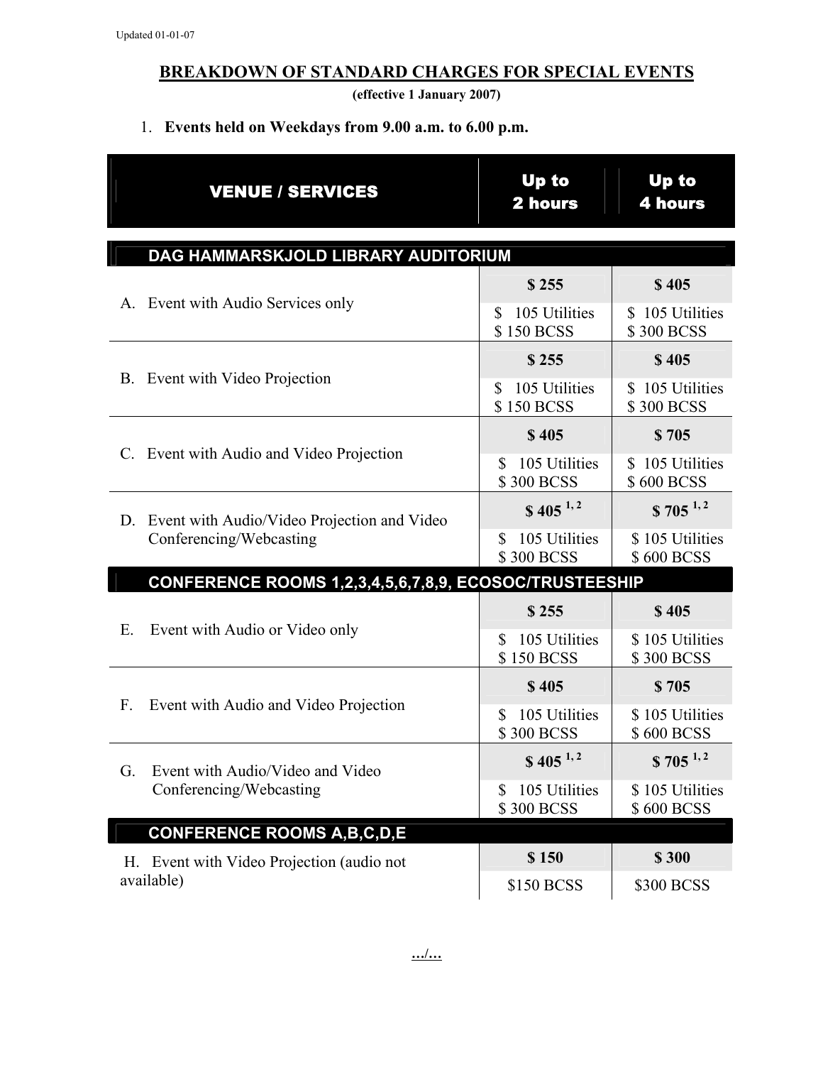Updated 01-01-07

## BREAKDOWN OF STANDARD CHARGES FOR SPECIAL EVENTS

**(effective 1 January 2007)**

1. **Events held on Weekdays from 9.00 a.m. to 6.00 p.m.**

| VENUE / SERVICES | Up to 2 hours | Up to 4 hours |
|---|---|---|
| **DAG HAMMARSKJOLD LIBRARY AUDITORIUM** | | |
| A. Event with Audio Services only | **$ 255**<br>$ 105 Utilities<br>$ 150 BCSS | **$ 405**<br>$ 105 Utilities<br>$ 300 BCSS |
| B. Event with Video Projection | **$ 255**<br>$ 105 Utilities<br>$ 150 BCSS | **$ 405**<br>$ 105 Utilities<br>$ 300 BCSS |
| C. Event with Audio and Video Projection | **$ 405**<br>$ 105 Utilities<br>$ 300 BCSS | **$ 705**<br>$ 105 Utilities<br>$ 600 BCSS |
| D. Event with Audio/Video Projection and Video Conferencing/Webcasting | **$ 405** [1, 2]<br>$ 105 Utilities<br>$ 300 BCSS | **$ 705** [1, 2]<br>$ 105 Utilities<br>$ 600 BCSS |
| **CONFERENCE ROOMS 1,2,3,4,5,6,7,8,9, ECOSOC/TRUSTEESHIP** | | |
| E. Event with Audio or Video only | **$ 255**<br>$ 105 Utilities<br>$ 150 BCSS | **$ 405**<br>$ 105 Utilities<br>$ 300 BCSS |
| F. Event with Audio and Video Projection | **$ 405**<br>$ 105 Utilities<br>$ 300 BCSS | **$ 705**<br>$ 105 Utilities<br>$ 600 BCSS |
| G. Event with Audio/Video and Video Conferencing/Webcasting | **$ 405** [1, 2]<br>$ 105 Utilities<br>$ 300 BCSS | **$ 705** [1, 2]<br>$ 105 Utilities<br>$ 600 BCSS |
| **CONFERENCE ROOMS A,B,C,D,E** | | |
| H. Event with Video Projection (audio not available) | **$ 150**<br>$150 BCSS | **$ 300**<br>$300 BCSS |

.../...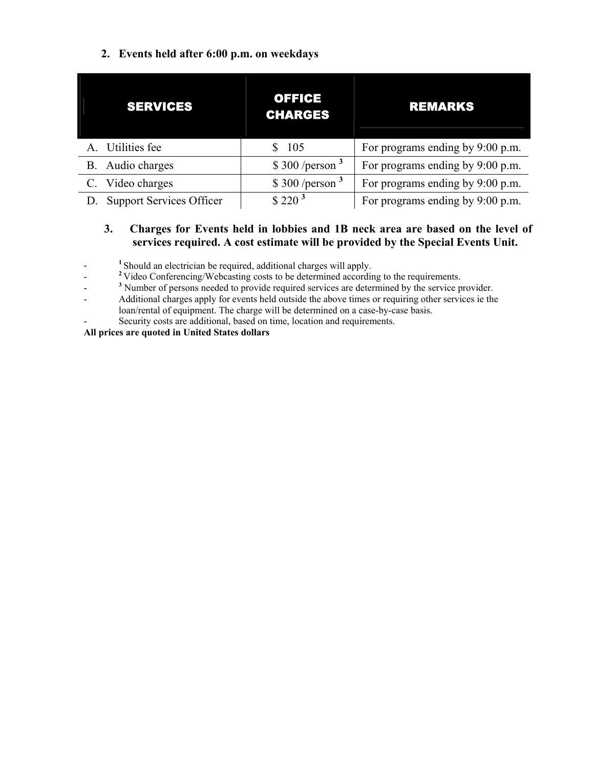2. **Events held after 6:00 p.m. on weekdays**

| SERVICES | OFFICE CHARGES | REMARKS |
|---|---|---|
| A. Utilities fee | $ 105 | For programs ending by 9:00 p.m. |
| B. Audio charges | $ 300 /person [3] | For programs ending by 9:00 p.m. |
| C. Video charges | $ 300 /person [3] | For programs ending by 9:00 p.m. |
| D. Support Services Officer | $ 220 [3] | For programs ending by 9:00 p.m. |

3. **Charges for Events held in lobbies and 1B neck area are based on the level of services required. A cost estimate will be provided by the Special Events Unit.**

- [1] Should an electrician be required, additional charges will apply.
- [2] Video Conferencing/Webcasting costs to be determined according to the requirements.
- [3] Number of persons needed to provide required services are determined by the service provider.
- Additional charges apply for events held outside the above times or requiring other services ie the loan/rental of equipment. The charge will be determined on a case-by-case basis.
- Security costs are additional, based on time, location and requirements.

**All prices are quoted in United States dollars**